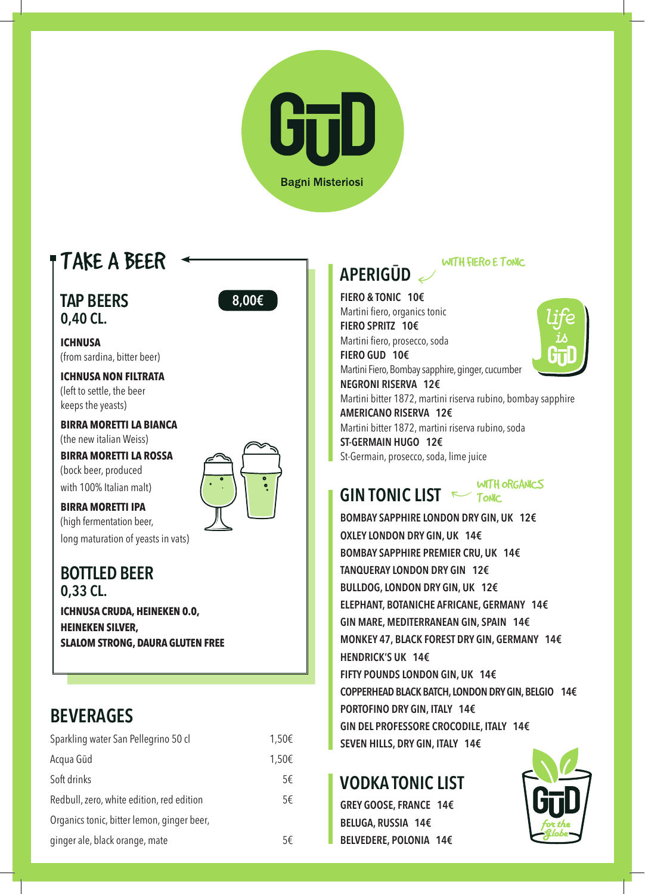# GŪD

Bagni Misteriosi

## TAKE A BEER

### TAP BEERS 0,40 CL. — 8,00€

**ICHNUSA**
(from sardina, bitter beer)

**ICHNUSA NON FILTRATA**
(left to settle, the beer keeps the yeasts)

**BIRRA MORETTI LA BIANCA**
(the new italian Weiss)

**BIRRA MORETTI LA ROSSA**
(bock beer, produced with 100% Italian malt)

**BIRRA MORETTI IPA**
(high fermentation beer, long maturation of yeasts in vats)

### BOTTLED BEER 0,33 CL.

**ICHNUSA CRUDA, HEINEKEN 0.0, HEINEKEN SILVER, SLALOM STRONG, DAURA GLUTEN FREE**

## BEVERAGES

| | |
|---|---|
| Sparkling water San Pellegrino 50 cl | 1,50€ |
| Acqua Gūd | 1,50€ |
| Soft drinks | 5€ |
| Redbull, zero, white edition, red edition | 5€ |
| Organics tonic, bitter lemon, ginger beer, ginger ale, black orange, mate | 5€ |

## APERIGŪD

*WITH FIERO E TONIC*

**FIERO & TONIC 10€**
Martini fiero, organics tonic

**FIERO SPRITZ 10€**
Martini fiero, prosecco, soda

**FIERO GUD 10€**
Martini Fiero, Bombay sapphire, ginger, cucumber

**NEGRONI RISERVA 12€**
Martini bitter 1872, martini riserva rubino, bombay sapphire

**AMERICANO RISERVA 12€**
Martini bitter 1872, martini riserva rubino, soda

**ST-GERMAIN HUGO 12€**
St-Germain, prosecco, soda, lime juice

life is GŪD

## GIN TONIC LIST

*WITH ORGANICS TONIC*

- **BOMBAY SAPPHIRE LONDON DRY GIN, UK 12€**
- **OXLEY LONDON DRY GIN, UK 14€**
- **BOMBAY SAPPHIRE PREMIER CRU, UK 14€**
- **TANQUERAY LONDON DRY GIN 12€**
- **BULLDOG, LONDON DRY GIN, UK 12€**
- **ELEPHANT, BOTANICHE AFRICANE, GERMANY 14€**
- **GIN MARE, MEDITERRANEAN GIN, SPAIN 14€**
- **MONKEY 47, BLACK FOREST DRY GIN, GERMANY 14€**
- **HENDRICK'S UK 14€**
- **FIFTY POUNDS LONDON DRY GIN, UK 14€**
- **COPPERHEAD BLACK BATCH, LONDON DRY GIN, BELGIO 14€**
- **PORTOFINO DRY GIN, ITALY 14€**
- **GIN DEL PROFESSORE CROCODILE, ITALY 14€**
- **SEVEN HILLS, DRY GIN, ITALY 14€**

## VODKA TONIC LIST

- **GREY GOOSE, FRANCE 14€**
- **BELUGA, RUSSIA 14€**
- **BELVEDERE, POLONIA 14€**

GŪD for the Globe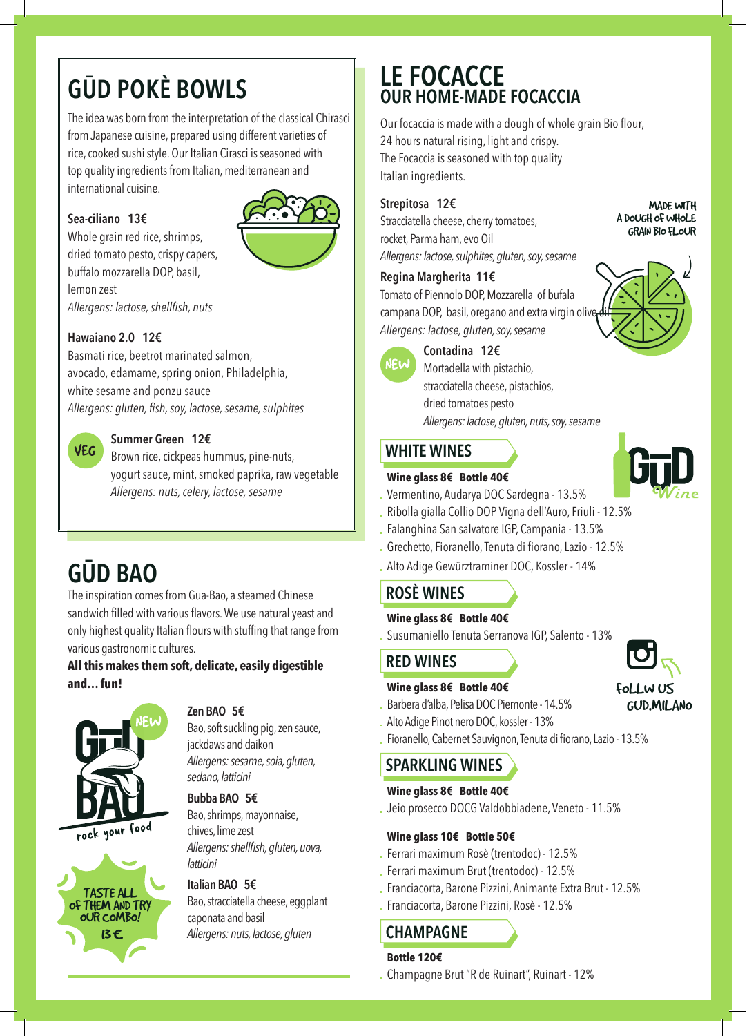# GŪD POKÈ BOWLS

The idea was born from the interpretation of the classical Chirasci from Japanese cuisine, prepared using different varieties of rice, cooked sushi style. Our Italian Cirasci is seasoned with top quality ingredients from Italian, mediterranean and international cuisine.

**Sea-ciliano 13€**
Whole grain red rice, shrimps, dried tomato pesto, crispy capers, buffalo mozzarella DOP, basil, lemon zest
*Allergens: lactose, shellfish, nuts*

**Hawaiano 2.0 12€**
Basmati rice, beetrot marinated salmon, avocado, edamame, spring onion, Philadelphia, white sesame and ponzu sauce
*Allergens: gluten, fish, soy, lactose, sesame, sulphites*

VEG

**Summer Green 12€**
Brown rice, cickpeas hummus, pine-nuts, yogurt sauce, mint, smoked paprika, raw vegetable
*Allergens: nuts, celery, lactose, sesame*

# GŪD BAO

The inspiration comes from Gua-Bao, a steamed Chinese sandwich filled with various flavors. We use natural yeast and only highest quality Italian flours with stuffing that range from various gastronomic cultures.

**All this makes them soft, delicate, easily digestible and… fun!**

GŪD BAO rock your food

NEW

**Zen BAO 5€**
Bao, soft suckling pig, zen sauce, jackdaws and daikon
*Allergens: sesame, soia, gluten, sedano, latticini*

**Bubba BAO 5€**
Bao, shrimps, mayonnaise, chives, lime zest
*Allergens: shellfish, gluten, uova, latticini*

**Italian BAO 5€**
Bao, stracciatella cheese, eggplant caponata and basil
*Allergens: nuts, lactose, gluten*

TASTE ALL OF THEM AND TRY OUR COMBO! 13€

# LE FOCACCE

## OUR HOME-MADE FOCACCIA

Our focaccia is made with a dough of whole grain Bio flour, 24 hours natural rising, light and crispy.
The Focaccia is seasoned with top quality Italian ingredients.

MADE WITH A DOUGH OF WHOLE GRAIN BIO FLOUR

**Strepitosa 12€**
Stracciatella cheese, cherry tomatoes, rocket, Parma ham, evo Oil
*Allergens: lactose, sulphites, gluten, soy, sesame*

**Regina Margherita 11€**
Tomato of Piennolo DOP, Mozzarella of bufala campana DOP, basil, oregano and extra virgin olive oil
*Allergens: lactose, gluten, soy, sesame*

NEW

**Contadina 12€**
Mortadella with pistachio, stracciatella cheese, pistachios, dried tomatoes pesto
*Allergens: lactose, gluten, nuts, soy, sesame*

## WHITE WINES

GŪD Wine

**Wine glass 8€ Bottle 40€**

- Vermentino, Audarya DOC Sardegna - 13.5%
- Ribolla gialla Collio DOP Vigna dell'Auro, Friuli - 12.5%
- Falanghina San salvatore IGP, Campania - 13.5%
- Grechetto, Fioranello, Tenuta di fiorano, Lazio - 12.5%
- Alto Adige Gewürztraminer DOC, Kossler - 14%

## ROSÈ WINES

**Wine glass 8€ Bottle 40€**

- Susumaniello Tenuta Serranova IGP, Salento - 13%

## RED WINES

FOLLW US GUD.MILANO

**Wine glass 8€ Bottle 40€**

- Barbera d'alba, Pelisa DOC Piemonte - 14.5%
- Alto Adige Pinot nero DOC, kossler - 13%
- Fioranello, Cabernet Sauvignon, Tenuta di fiorano, Lazio - 13.5%

## SPARKLING WINES

**Wine glass 8€ Bottle 40€**

- Jeio prosecco DOCG Valdobbiadene, Veneto - 11.5%

**Wine glass 10€ Bottle 50€**

- Ferrari maximum Rosè (trentodoc) - 12.5%
- Ferrari maximum Brut (trentodoc) - 12.5%
- Franciacorta, Barone Pizzini, Animante Extra Brut - 12.5%
- Franciacorta, Barone Pizzini, Rosè - 12.5%

## CHAMPAGNE

**Bottle 120€**

- Champagne Brut "R de Ruinart", Ruinart - 12%